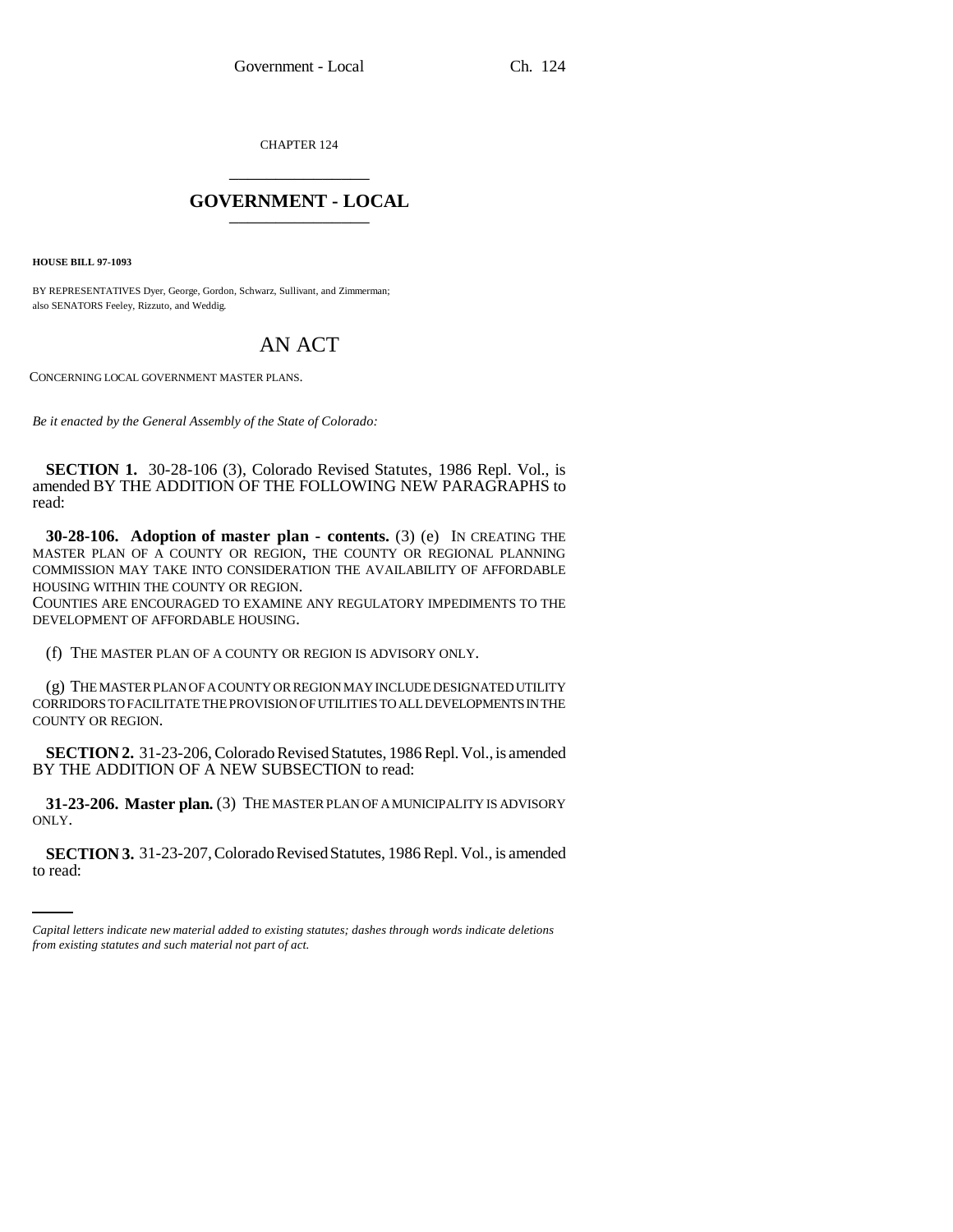CHAPTER 124

## GOVERNMENT - LOCAL

**HOUSE BILL 97-1093**

BY REPRESENTATIVES Dyer, George, Gordon, Schwarz, Sullivant, and Zimmerman;
also SENATORS Feeley, Rizzuto, and Weddig.

# AN ACT

CONCERNING LOCAL GOVERNMENT MASTER PLANS.

*Be it enacted by the General Assembly of the State of Colorado:*

**SECTION 1.** 30-28-106 (3), Colorado Revised Statutes, 1986 Repl. Vol., is amended BY THE ADDITION OF THE FOLLOWING NEW PARAGRAPHS to read:

**30-28-106. Adoption of master plan - contents.** (3) (e) IN CREATING THE MASTER PLAN OF A COUNTY OR REGION, THE COUNTY OR REGIONAL PLANNING COMMISSION MAY TAKE INTO CONSIDERATION THE AVAILABILITY OF AFFORDABLE HOUSING WITHIN THE COUNTY OR REGION.
COUNTIES ARE ENCOURAGED TO EXAMINE ANY REGULATORY IMPEDIMENTS TO THE DEVELOPMENT OF AFFORDABLE HOUSING.

(f) THE MASTER PLAN OF A COUNTY OR REGION IS ADVISORY ONLY.

(g) THE MASTER PLAN OF A COUNTY OR REGION MAY INCLUDE DESIGNATED UTILITY CORRIDORS TO FACILITATE THE PROVISION OF UTILITIES TO ALL DEVELOPMENTS IN THE COUNTY OR REGION.

**SECTION 2.** 31-23-206, Colorado Revised Statutes, 1986 Repl. Vol., is amended BY THE ADDITION OF A NEW SUBSECTION to read:

**31-23-206. Master plan.** (3) THE MASTER PLAN OF A MUNICIPALITY IS ADVISORY ONLY.

**SECTION 3.** 31-23-207, Colorado Revised Statutes, 1986 Repl. Vol., is amended to read:

*Capital letters indicate new material added to existing statutes; dashes through words indicate deletions from existing statutes and such material not part of act.*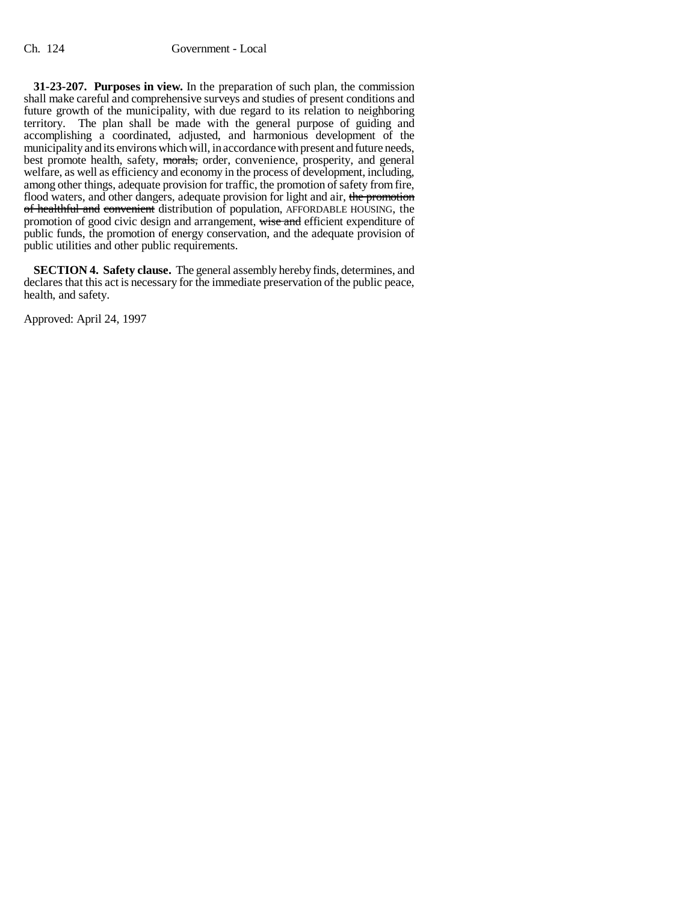**31-23-207. Purposes in view.** In the preparation of such plan, the commission shall make careful and comprehensive surveys and studies of present conditions and future growth of the municipality, with due regard to its relation to neighboring territory. The plan shall be made with the general purpose of guiding and accomplishing a coordinated, adjusted, and harmonious development of the municipality and its environs which will, in accordance with present and future needs, best promote health, safety, ~~morals,~~ order, convenience, prosperity, and general welfare, as well as efficiency and economy in the process of development, including, among other things, adequate provision for traffic, the promotion of safety from fire, flood waters, and other dangers, adequate provision for light and air, ~~the promotion of healthful and convenient~~ distribution of population, AFFORDABLE HOUSING, the promotion of good civic design and arrangement, ~~wise and~~ efficient expenditure of public funds, the promotion of energy conservation, and the adequate provision of public utilities and other public requirements.

**SECTION 4. Safety clause.** The general assembly hereby finds, determines, and declares that this act is necessary for the immediate preservation of the public peace, health, and safety.

Approved: April 24, 1997